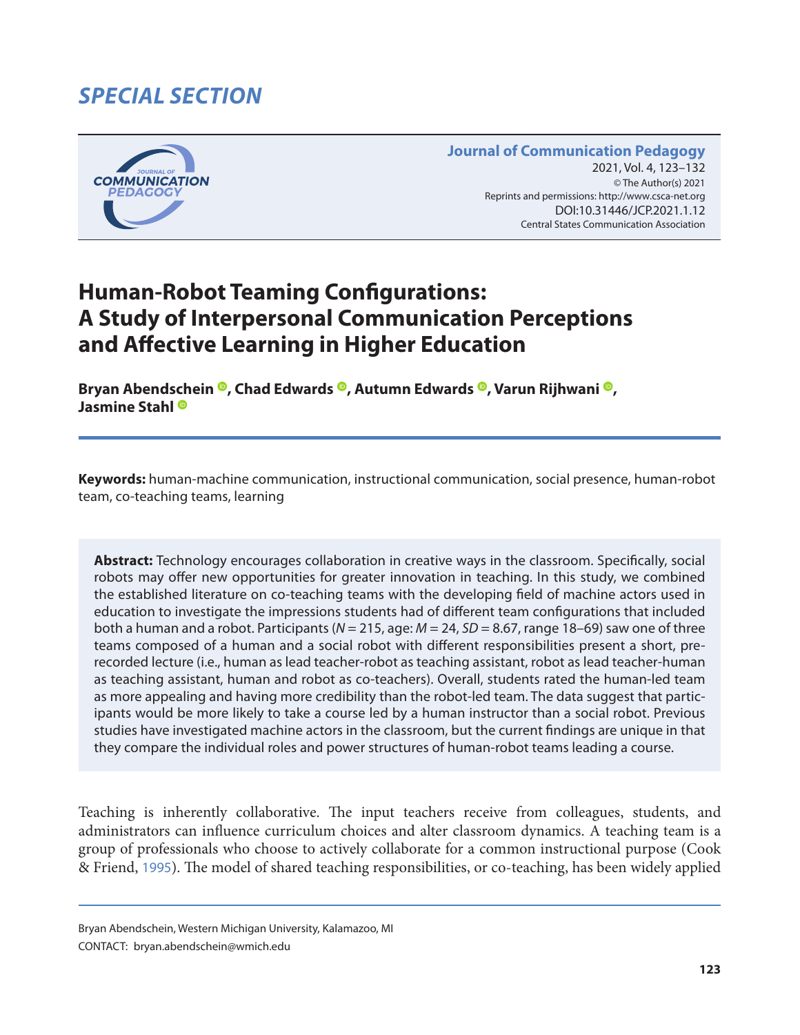SPECIAL SECTION

# Human-Robot Teaming Configurations: A Study of Interpersonal Communication Perceptions and Affective Learning in Higher Education

**Bryan Abendschein, Chad Edwards, Autumn Edwards, Varun Rijhwani, Jasmine Stahl**

**Keywords:** human-machine communication, instructional communication, social presence, human-robot team, co-teaching teams, learning

**Abstract:** Technology encourages collaboration in creative ways in the classroom. Specifically, social robots may offer new opportunities for greater innovation in teaching. In this study, we combined the established literature on co-teaching teams with the developing field of machine actors used in education to investigate the impressions students had of different team configurations that included both a human and a robot. Participants ($N = 215$, age: $M = 24$, $SD = 8.67$, range 18–69) saw one of three teams composed of a human and a social robot with different responsibilities present a short, pre-recorded lecture (i.e., human as lead teacher-robot as teaching assistant, robot as lead teacher-human as teaching assistant, human and robot as co-teachers). Overall, students rated the human-led team as more appealing and having more credibility than the robot-led team. The data suggest that participants would be more likely to take a course led by a human instructor than a social robot. Previous studies have investigated machine actors in the classroom, but the current findings are unique in that they compare the individual roles and power structures of human-robot teams leading a course.

Teaching is inherently collaborative. The input teachers receive from colleagues, students, and administrators can influence curriculum choices and alter classroom dynamics. A teaching team is a group of professionals who choose to actively collaborate for a common instructional purpose (Cook & Friend, 1995). The model of shared teaching responsibilities, or co-teaching, has been widely applied

Bryan Abendschein, Western Michigan University, Kalamazoo, MI
CONTACT: bryan.abendschein@wmich.edu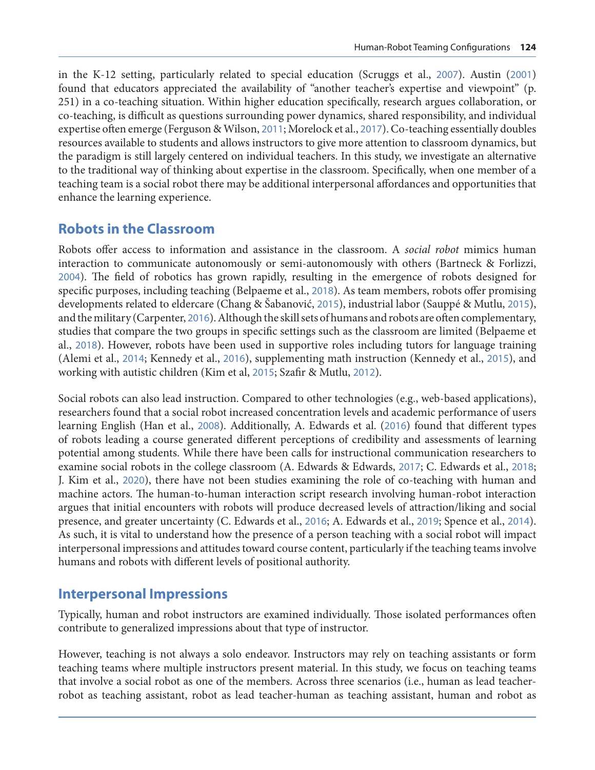in the K-12 setting, particularly related to special education (Scruggs et al., 2007). Austin (2001) found that educators appreciated the availability of "another teacher's expertise and viewpoint" (p. 251) in a co-teaching situation. Within higher education specifically, research argues collaboration, or co-teaching, is difficult as questions surrounding power dynamics, shared responsibility, and individual expertise often emerge (Ferguson & Wilson, 2011; Morelock et al., 2017). Co-teaching essentially doubles resources available to students and allows instructors to give more attention to classroom dynamics, but the paradigm is still largely centered on individual teachers. In this study, we investigate an alternative to the traditional way of thinking about expertise in the classroom. Specifically, when one member of a teaching team is a social robot there may be additional interpersonal affordances and opportunities that enhance the learning experience.

## Robots in the Classroom

Robots offer access to information and assistance in the classroom. A *social robot* mimics human interaction to communicate autonomously or semi-autonomously with others (Bartneck & Forlizzi, 2004). The field of robotics has grown rapidly, resulting in the emergence of robots designed for specific purposes, including teaching (Belpaeme et al., 2018). As team members, robots offer promising developments related to eldercare (Chang & Šabanović, 2015), industrial labor (Sauppé & Mutlu, 2015), and the military (Carpenter, 2016). Although the skill sets of humans and robots are often complementary, studies that compare the two groups in specific settings such as the classroom are limited (Belpaeme et al., 2018). However, robots have been used in supportive roles including tutors for language training (Alemi et al., 2014; Kennedy et al., 2016), supplementing math instruction (Kennedy et al., 2015), and working with autistic children (Kim et al, 2015; Szafir & Mutlu, 2012).

Social robots can also lead instruction. Compared to other technologies (e.g., web-based applications), researchers found that a social robot increased concentration levels and academic performance of users learning English (Han et al., 2008). Additionally, A. Edwards et al. (2016) found that different types of robots leading a course generated different perceptions of credibility and assessments of learning potential among students. While there have been calls for instructional communication researchers to examine social robots in the college classroom (A. Edwards & Edwards, 2017; C. Edwards et al., 2018; J. Kim et al., 2020), there have not been studies examining the role of co-teaching with human and machine actors. The human-to-human interaction script research involving human-robot interaction argues that initial encounters with robots will produce decreased levels of attraction/liking and social presence, and greater uncertainty (C. Edwards et al., 2016; A. Edwards et al., 2019; Spence et al., 2014). As such, it is vital to understand how the presence of a person teaching with a social robot will impact interpersonal impressions and attitudes toward course content, particularly if the teaching teams involve humans and robots with different levels of positional authority.

## Interpersonal Impressions

Typically, human and robot instructors are examined individually. Those isolated performances often contribute to generalized impressions about that type of instructor.

However, teaching is not always a solo endeavor. Instructors may rely on teaching assistants or form teaching teams where multiple instructors present material. In this study, we focus on teaching teams that involve a social robot as one of the members. Across three scenarios (i.e., human as lead teacher-robot as teaching assistant, robot as lead teacher-human as teaching assistant, human and robot as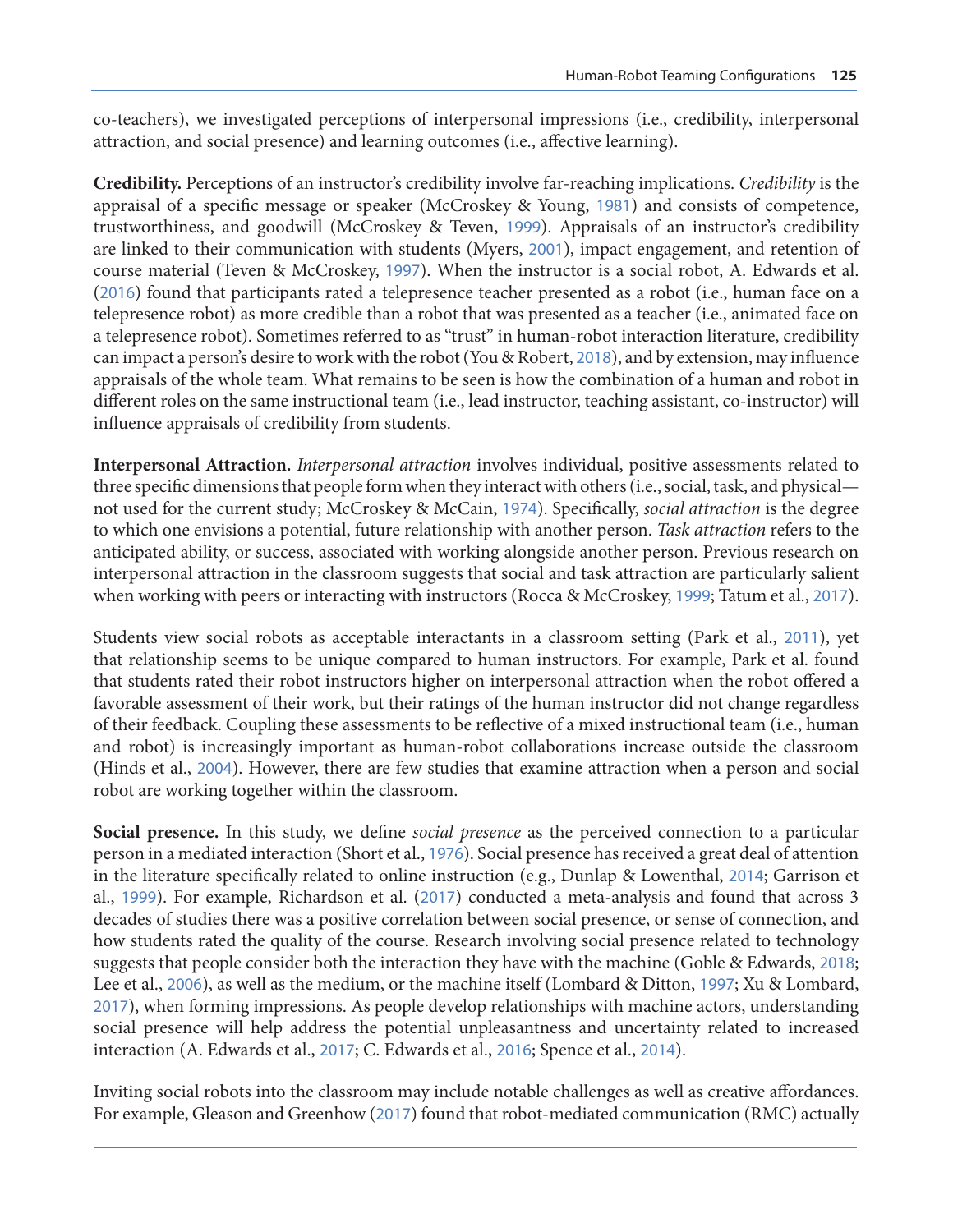co-teachers), we investigated perceptions of interpersonal impressions (i.e., credibility, interpersonal attraction, and social presence) and learning outcomes (i.e., affective learning).

**Credibility.** Perceptions of an instructor's credibility involve far-reaching implications. *Credibility* is the appraisal of a specific message or speaker (McCroskey & Young, 1981) and consists of competence, trustworthiness, and goodwill (McCroskey & Teven, 1999). Appraisals of an instructor's credibility are linked to their communication with students (Myers, 2001), impact engagement, and retention of course material (Teven & McCroskey, 1997). When the instructor is a social robot, A. Edwards et al. (2016) found that participants rated a telepresence teacher presented as a robot (i.e., human face on a telepresence robot) as more credible than a robot that was presented as a teacher (i.e., animated face on a telepresence robot). Sometimes referred to as "trust" in human-robot interaction literature, credibility can impact a person's desire to work with the robot (You & Robert, 2018), and by extension, may influence appraisals of the whole team. What remains to be seen is how the combination of a human and robot in different roles on the same instructional team (i.e., lead instructor, teaching assistant, co-instructor) will influence appraisals of credibility from students.

**Interpersonal Attraction.** *Interpersonal attraction* involves individual, positive assessments related to three specific dimensions that people form when they interact with others (i.e., social, task, and physical—not used for the current study; McCroskey & McCain, 1974). Specifically, *social attraction* is the degree to which one envisions a potential, future relationship with another person. *Task attraction* refers to the anticipated ability, or success, associated with working alongside another person. Previous research on interpersonal attraction in the classroom suggests that social and task attraction are particularly salient when working with peers or interacting with instructors (Rocca & McCroskey, 1999; Tatum et al., 2017).

Students view social robots as acceptable interactants in a classroom setting (Park et al., 2011), yet that relationship seems to be unique compared to human instructors. For example, Park et al. found that students rated their robot instructors higher on interpersonal attraction when the robot offered a favorable assessment of their work, but their ratings of the human instructor did not change regardless of their feedback. Coupling these assessments to be reflective of a mixed instructional team (i.e., human and robot) is increasingly important as human-robot collaborations increase outside the classroom (Hinds et al., 2004). However, there are few studies that examine attraction when a person and social robot are working together within the classroom.

**Social presence.** In this study, we define *social presence* as the perceived connection to a particular person in a mediated interaction (Short et al., 1976). Social presence has received a great deal of attention in the literature specifically related to online instruction (e.g., Dunlap & Lowenthal, 2014; Garrison et al., 1999). For example, Richardson et al. (2017) conducted a meta-analysis and found that across 3 decades of studies there was a positive correlation between social presence, or sense of connection, and how students rated the quality of the course. Research involving social presence related to technology suggests that people consider both the interaction they have with the machine (Goble & Edwards, 2018; Lee et al., 2006), as well as the medium, or the machine itself (Lombard & Ditton, 1997; Xu & Lombard, 2017), when forming impressions. As people develop relationships with machine actors, understanding social presence will help address the potential unpleasantness and uncertainty related to increased interaction (A. Edwards et al., 2017; C. Edwards et al., 2016; Spence et al., 2014).

Inviting social robots into the classroom may include notable challenges as well as creative affordances. For example, Gleason and Greenhow (2017) found that robot-mediated communication (RMC) actually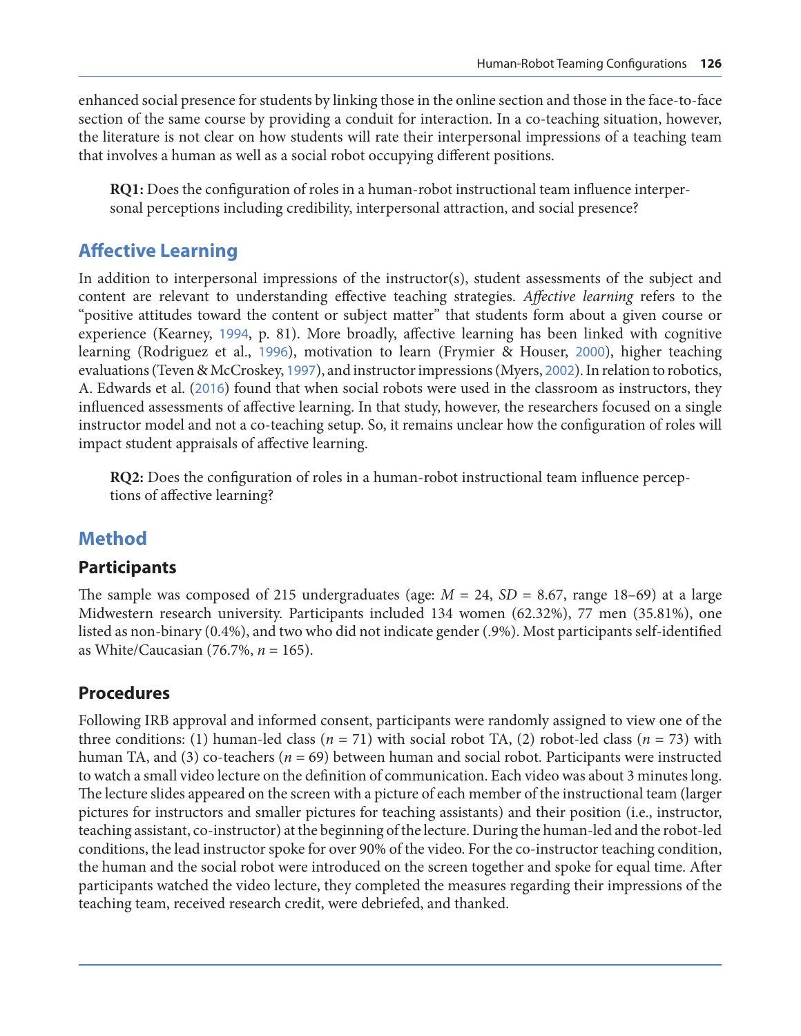enhanced social presence for students by linking those in the online section and those in the face-to-face section of the same course by providing a conduit for interaction. In a co-teaching situation, however, the literature is not clear on how students will rate their interpersonal impressions of a teaching team that involves a human as well as a social robot occupying different positions.

> **RQ1:** Does the configuration of roles in a human-robot instructional team influence interpersonal perceptions including credibility, interpersonal attraction, and social presence?

## Affective Learning

In addition to interpersonal impressions of the instructor(s), student assessments of the subject and content are relevant to understanding effective teaching strategies. *Affective learning* refers to the "positive attitudes toward the content or subject matter" that students form about a given course or experience (Kearney, 1994, p. 81). More broadly, affective learning has been linked with cognitive learning (Rodriguez et al., 1996), motivation to learn (Frymier & Houser, 2000), higher teaching evaluations (Teven & McCroskey, 1997), and instructor impressions (Myers, 2002). In relation to robotics, A. Edwards et al. (2016) found that when social robots were used in the classroom as instructors, they influenced assessments of affective learning. In that study, however, the researchers focused on a single instructor model and not a co-teaching setup. So, it remains unclear how the configuration of roles will impact student appraisals of affective learning.

> **RQ2:** Does the configuration of roles in a human-robot instructional team influence perceptions of affective learning?

## Method

### Participants

The sample was composed of 215 undergraduates (age: $M$ = 24, $SD$ = 8.67, range 18–69) at a large Midwestern research university. Participants included 134 women (62.32%), 77 men (35.81%), one listed as non-binary (0.4%), and two who did not indicate gender (.9%). Most participants self-identified as White/Caucasian (76.7%, $n$ = 165).

### Procedures

Following IRB approval and informed consent, participants were randomly assigned to view one of the three conditions: (1) human-led class ($n$ = 71) with social robot TA, (2) robot-led class ($n$ = 73) with human TA, and (3) co-teachers ($n$ = 69) between human and social robot. Participants were instructed to watch a small video lecture on the definition of communication. Each video was about 3 minutes long. The lecture slides appeared on the screen with a picture of each member of the instructional team (larger pictures for instructors and smaller pictures for teaching assistants) and their position (i.e., instructor, teaching assistant, co-instructor) at the beginning of the lecture. During the human-led and the robot-led conditions, the lead instructor spoke for over 90% of the video. For the co-instructor teaching condition, the human and the social robot were introduced on the screen together and spoke for equal time. After participants watched the video lecture, they completed the measures regarding their impressions of the teaching team, received research credit, were debriefed, and thanked.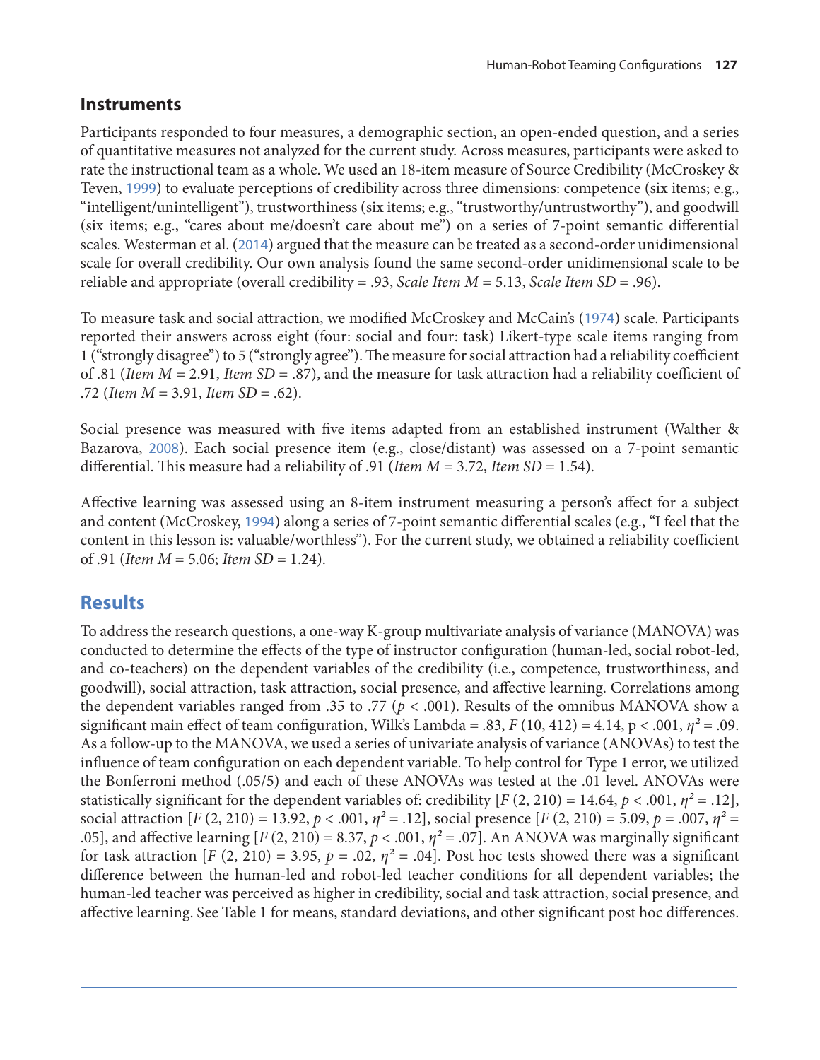## Instruments

Participants responded to four measures, a demographic section, an open-ended question, and a series of quantitative measures not analyzed for the current study. Across measures, participants were asked to rate the instructional team as a whole. We used an 18-item measure of Source Credibility (McCroskey & Teven, 1999) to evaluate perceptions of credibility across three dimensions: competence (six items; e.g., "intelligent/unintelligent"), trustworthiness (six items; e.g., "trustworthy/untrustworthy"), and goodwill (six items; e.g., "cares about me/doesn't care about me") on a series of 7-point semantic differential scales. Westerman et al. (2014) argued that the measure can be treated as a second-order unidimensional scale for overall credibility. Our own analysis found the same second-order unidimensional scale to be reliable and appropriate (overall credibility = .93, *Scale Item M* = 5.13, *Scale Item SD* = .96).

To measure task and social attraction, we modified McCroskey and McCain's (1974) scale. Participants reported their answers across eight (four: social and four: task) Likert-type scale items ranging from 1 ("strongly disagree") to 5 ("strongly agree"). The measure for social attraction had a reliability coefficient of .81 (*Item M* = 2.91, *Item SD* = .87), and the measure for task attraction had a reliability coefficient of .72 (*Item M* = 3.91, *Item SD* = .62).

Social presence was measured with five items adapted from an established instrument (Walther & Bazarova, 2008). Each social presence item (e.g., close/distant) was assessed on a 7-point semantic differential. This measure had a reliability of .91 (*Item M* = 3.72, *Item SD* = 1.54).

Affective learning was assessed using an 8-item instrument measuring a person's affect for a subject and content (McCroskey, 1994) along a series of 7-point semantic differential scales (e.g., "I feel that the content in this lesson is: valuable/worthless"). For the current study, we obtained a reliability coefficient of .91 (*Item M* = 5.06; *Item SD* = 1.24).

## Results

To address the research questions, a one-way K-group multivariate analysis of variance (MANOVA) was conducted to determine the effects of the type of instructor configuration (human-led, social robot-led, and co-teachers) on the dependent variables of the credibility (i.e., competence, trustworthiness, and goodwill), social attraction, task attraction, social presence, and affective learning. Correlations among the dependent variables ranged from .35 to .77 ($p < .001$). Results of the omnibus MANOVA show a significant main effect of team configuration, Wilk's Lambda = .83, $F$ (10, 412) = 4.14, $p < .001$, $\eta^2 = .09$. As a follow-up to the MANOVA, we used a series of univariate analysis of variance (ANOVAs) to test the influence of team configuration on each dependent variable. To help control for Type 1 error, we utilized the Bonferroni method (.05/5) and each of these ANOVAs was tested at the .01 level. ANOVAs were statistically significant for the dependent variables of: credibility [$F$ (2, 210) = 14.64, $p < .001$, $\eta^2 = .12$], social attraction [$F$ (2, 210) = 13.92, $p < .001$, $\eta^2 = .12$], social presence [$F$ (2, 210) = 5.09, $p = .007$, $\eta^2 = .05$], and affective learning [$F$ (2, 210) = 8.37, $p < .001$, $\eta^2 = .07$]. An ANOVA was marginally significant for task attraction [$F$ (2, 210) = 3.95, $p = .02$, $\eta^2 = .04$]. Post hoc tests showed there was a significant difference between the human-led and robot-led teacher conditions for all dependent variables; the human-led teacher was perceived as higher in credibility, social and task attraction, social presence, and affective learning. See Table 1 for means, standard deviations, and other significant post hoc differences.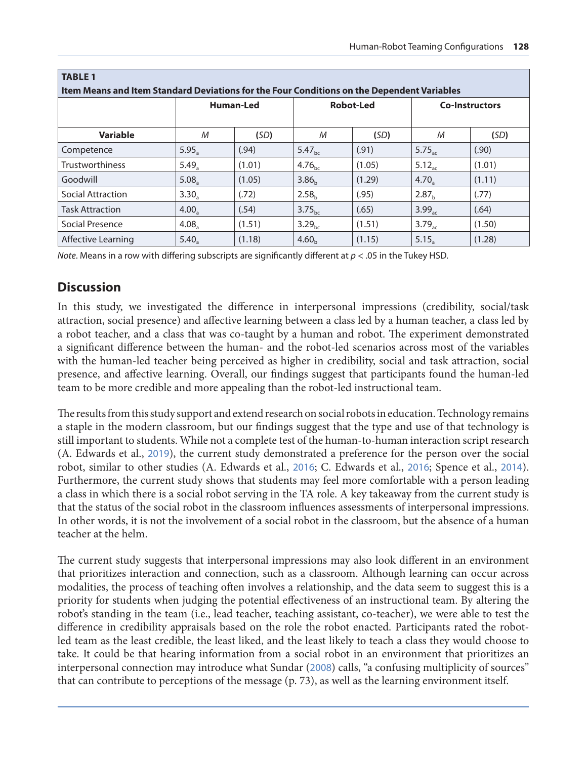**TABLE 1**
**Item Means and Item Standard Deviations for the Four Conditions on the Dependent Variables**

| | Human-Led | | Robot-Led | | Co-Instructors | |
|---|---|---|---|---|---|---|
| **Variable** | *M* | (*SD*) | *M* | (*SD*) | *M* | (*SD*) |
| Competence | $5.95_{a}$ | (.94) | $5.47_{bc}$ | (.91) | $5.75_{ac}$ | (.90) |
| Trustworthiness | $5.49_{a}$ | (1.01) | $4.76_{bc}$ | (1.05) | $5.12_{ac}$ | (1.01) |
| Goodwill | $5.08_{a}$ | (1.05) | $3.86_{b}$ | (1.29) | $4.70_{a}$ | (1.11) |
| Social Attraction | $3.30_{a}$ | (.72) | $2.58_{b}$ | (.95) | $2.87_{b}$ | (.77) |
| Task Attraction | $4.00_{a}$ | (.54) | $3.75_{bc}$ | (.65) | $3.99_{ac}$ | (.64) |
| Social Presence | $4.08_{a}$ | (1.51) | $3.29_{bc}$ | (1.51) | $3.79_{ac}$ | (1.50) |
| Affective Learning | $5.40_{a}$ | (1.18) | $4.60_{b}$ | (1.15) | $5.15_{a}$ | (1.28) |

*Note*. Means in a row with differing subscripts are significantly different at $p < .05$ in the Tukey HSD.

## Discussion

In this study, we investigated the difference in interpersonal impressions (credibility, social/task attraction, social presence) and affective learning between a class led by a human teacher, a class led by a robot teacher, and a class that was co-taught by a human and robot. The experiment demonstrated a significant difference between the human- and the robot-led scenarios across most of the variables with the human-led teacher being perceived as higher in credibility, social and task attraction, social presence, and affective learning. Overall, our findings suggest that participants found the human-led team to be more credible and more appealing than the robot-led instructional team.

The results from this study support and extend research on social robots in education. Technology remains a staple in the modern classroom, but our findings suggest that the type and use of that technology is still important to students. While not a complete test of the human-to-human interaction script research (A. Edwards et al., 2019), the current study demonstrated a preference for the person over the social robot, similar to other studies (A. Edwards et al., 2016; C. Edwards et al., 2016; Spence et al., 2014). Furthermore, the current study shows that students may feel more comfortable with a person leading a class in which there is a social robot serving in the TA role. A key takeaway from the current study is that the status of the social robot in the classroom influences assessments of interpersonal impressions. In other words, it is not the involvement of a social robot in the classroom, but the absence of a human teacher at the helm.

The current study suggests that interpersonal impressions may also look different in an environment that prioritizes interaction and connection, such as a classroom. Although learning can occur across modalities, the process of teaching often involves a relationship, and the data seem to suggest this is a priority for students when judging the potential effectiveness of an instructional team. By altering the robot's standing in the team (i.e., lead teacher, teaching assistant, co-teacher), we were able to test the difference in credibility appraisals based on the role the robot enacted. Participants rated the robot-led team as the least credible, the least liked, and the least likely to teach a class they would choose to take. It could be that hearing information from a social robot in an environment that prioritizes an interpersonal connection may introduce what Sundar (2008) calls, "a confusing multiplicity of sources" that can contribute to perceptions of the message (p. 73), as well as the learning environment itself.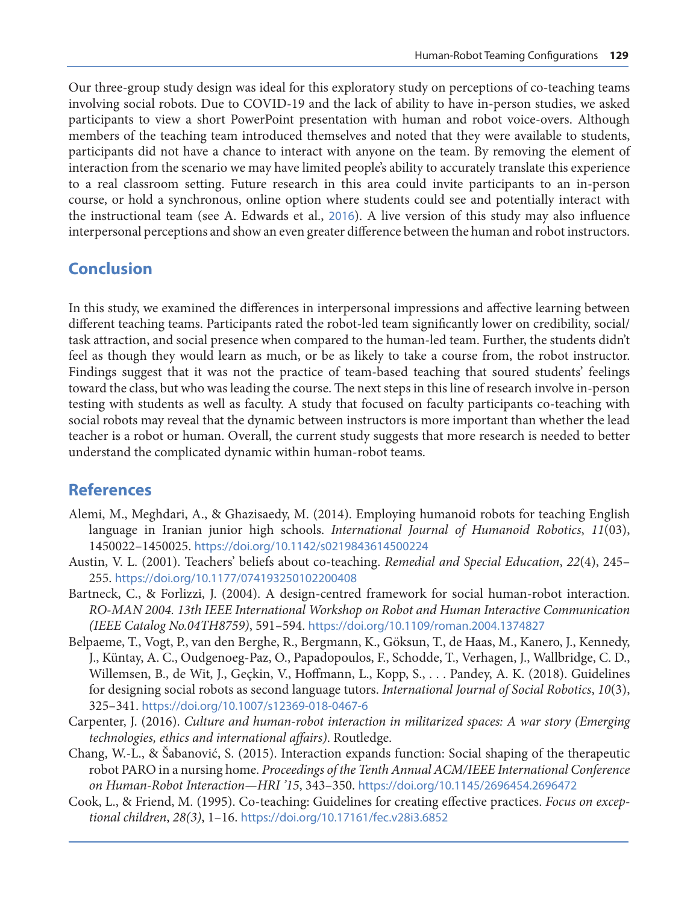Our three-group study design was ideal for this exploratory study on perceptions of co-teaching teams involving social robots. Due to COVID-19 and the lack of ability to have in-person studies, we asked participants to view a short PowerPoint presentation with human and robot voice-overs. Although members of the teaching team introduced themselves and noted that they were available to students, participants did not have a chance to interact with anyone on the team. By removing the element of interaction from the scenario we may have limited people's ability to accurately translate this experience to a real classroom setting. Future research in this area could invite participants to an in-person course, or hold a synchronous, online option where students could see and potentially interact with the instructional team (see A. Edwards et al., 2016). A live version of this study may also influence interpersonal perceptions and show an even greater difference between the human and robot instructors.

## Conclusion

In this study, we examined the differences in interpersonal impressions and affective learning between different teaching teams. Participants rated the robot-led team significantly lower on credibility, social/task attraction, and social presence when compared to the human-led team. Further, the students didn't feel as though they would learn as much, or be as likely to take a course from, the robot instructor. Findings suggest that it was not the practice of team-based teaching that soured students' feelings toward the class, but who was leading the course. The next steps in this line of research involve in-person testing with students as well as faculty. A study that focused on faculty participants co-teaching with social robots may reveal that the dynamic between instructors is more important than whether the lead teacher is a robot or human. Overall, the current study suggests that more research is needed to better understand the complicated dynamic within human-robot teams.

## References

Alemi, M., Meghdari, A., & Ghazisaedy, M. (2014). Employing humanoid robots for teaching English language in Iranian junior high schools. *International Journal of Humanoid Robotics*, *11*(03), 1450022–1450025. https://doi.org/10.1142/s0219843614500224

Austin, V. L. (2001). Teachers' beliefs about co-teaching. *Remedial and Special Education*, *22*(4), 245–255. https://doi.org/10.1177/074193250102200408

Bartneck, C., & Forlizzi, J. (2004). A design-centred framework for social human-robot interaction. *RO-MAN 2004. 13th IEEE International Workshop on Robot and Human Interactive Communication (IEEE Catalog No.04TH8759)*, 591–594. https://doi.org/10.1109/roman.2004.1374827

Belpaeme, T., Vogt, P., van den Berghe, R., Bergmann, K., Göksun, T., de Haas, M., Kanero, J., Kennedy, J., Küntay, A. C., Oudgenoeg-Paz, O., Papadopoulos, F., Schodde, T., Verhagen, J., Wallbridge, C. D., Willemsen, B., de Wit, J., Geçkin, V., Hoffmann, L., Kopp, S., . . . Pandey, A. K. (2018). Guidelines for designing social robots as second language tutors. *International Journal of Social Robotics*, *10*(3), 325–341. https://doi.org/10.1007/s12369-018-0467-6

Carpenter, J. (2016). *Culture and human-robot interaction in militarized spaces: A war story (Emerging technologies, ethics and international affairs)*. Routledge.

Chang, W.-L., & Šabanović, S. (2015). Interaction expands function: Social shaping of the therapeutic robot PARO in a nursing home. *Proceedings of the Tenth Annual ACM/IEEE International Conference on Human-Robot Interaction—HRI '15*, 343–350. https://doi.org/10.1145/2696454.2696472

Cook, L., & Friend, M. (1995). Co-teaching: Guidelines for creating effective practices. *Focus on exceptional children*, *28(3)*, 1–16. https://doi.org/10.17161/fec.v28i3.6852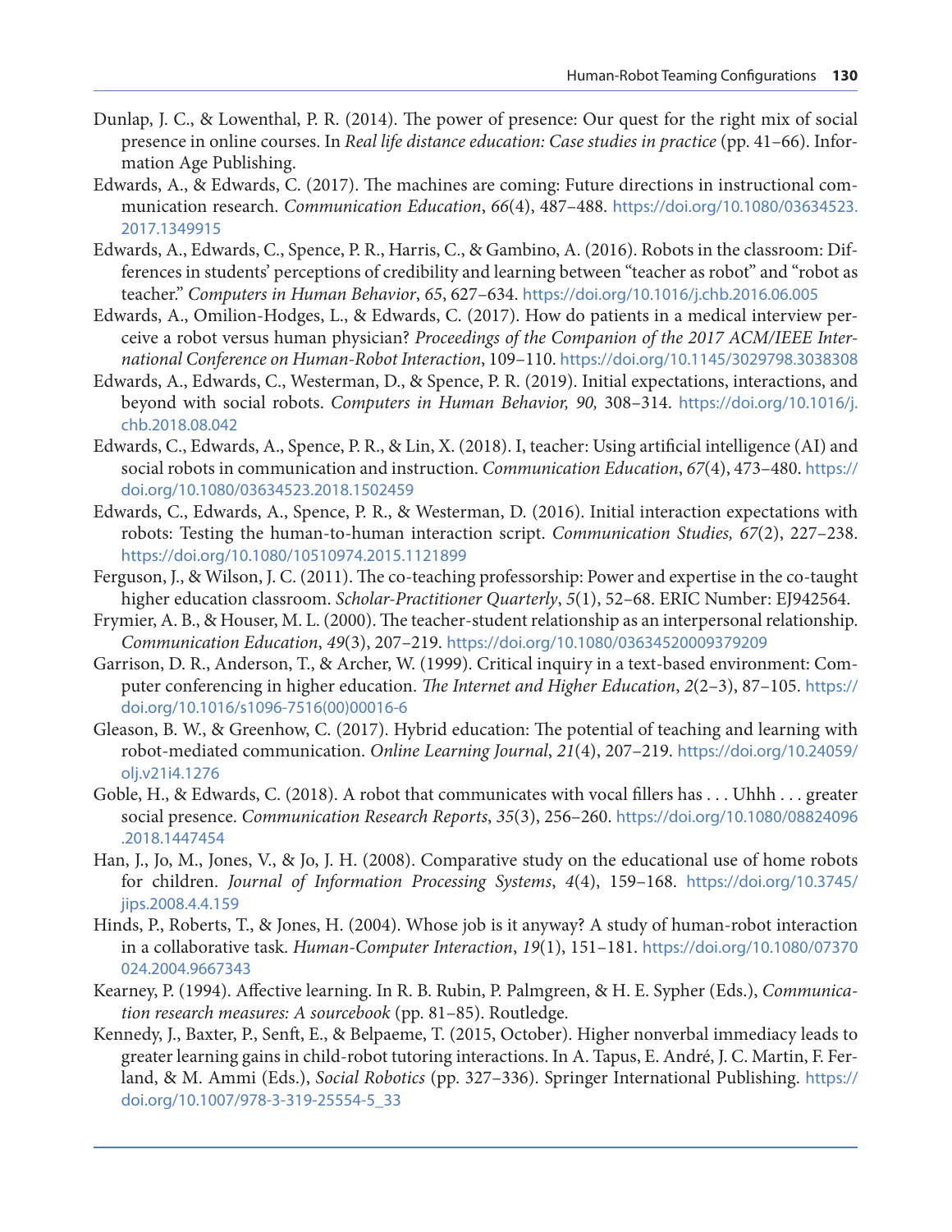Dunlap, J. C., & Lowenthal, P. R. (2014). The power of presence: Our quest for the right mix of social presence in online courses. In *Real life distance education: Case studies in practice* (pp. 41–66). Information Age Publishing.

Edwards, A., & Edwards, C. (2017). The machines are coming: Future directions in instructional communication research. *Communication Education*, *66*(4), 487–488. https://doi.org/10.1080/03634523.2017.1349915

Edwards, A., Edwards, C., Spence, P. R., Harris, C., & Gambino, A. (2016). Robots in the classroom: Differences in students' perceptions of credibility and learning between "teacher as robot" and "robot as teacher." *Computers in Human Behavior*, *65*, 627–634. https://doi.org/10.1016/j.chb.2016.06.005

Edwards, A., Omilion-Hodges, L., & Edwards, C. (2017). How do patients in a medical interview perceive a robot versus human physician? *Proceedings of the Companion of the 2017 ACM/IEEE International Conference on Human-Robot Interaction*, 109–110. https://doi.org/10.1145/3029798.3038308

Edwards, A., Edwards, C., Westerman, D., & Spence, P. R. (2019). Initial expectations, interactions, and beyond with social robots. *Computers in Human Behavior, 90,* 308–314. https://doi.org/10.1016/j.chb.2018.08.042

Edwards, C., Edwards, A., Spence, P. R., & Lin, X. (2018). I, teacher: Using artificial intelligence (AI) and social robots in communication and instruction. *Communication Education*, *67*(4), 473–480. https://doi.org/10.1080/03634523.2018.1502459

Edwards, C., Edwards, A., Spence, P. R., & Westerman, D. (2016). Initial interaction expectations with robots: Testing the human-to-human interaction script. *Communication Studies, 67*(2), 227–238. https://doi.org/10.1080/10510974.2015.1121899

Ferguson, J., & Wilson, J. C. (2011). The co-teaching professorship: Power and expertise in the co-taught higher education classroom. *Scholar-Practitioner Quarterly*, *5*(1), 52–68. ERIC Number: EJ942564.

Frymier, A. B., & Houser, M. L. (2000). The teacher-student relationship as an interpersonal relationship. *Communication Education*, *49*(3), 207–219. https://doi.org/10.1080/03634520009379209

Garrison, D. R., Anderson, T., & Archer, W. (1999). Critical inquiry in a text-based environment: Computer conferencing in higher education. *The Internet and Higher Education*, *2*(2–3), 87–105. https://doi.org/10.1016/s1096-7516(00)00016-6

Gleason, B. W., & Greenhow, C. (2017). Hybrid education: The potential of teaching and learning with robot-mediated communication. *Online Learning Journal*, *21*(4), 207–219. https://doi.org/10.24059/olj.v21i4.1276

Goble, H., & Edwards, C. (2018). A robot that communicates with vocal fillers has . . . Uhhh . . . greater social presence. *Communication Research Reports*, *35*(3), 256–260. https://doi.org/10.1080/08824096.2018.1447454

Han, J., Jo, M., Jones, V., & Jo, J. H. (2008). Comparative study on the educational use of home robots for children. *Journal of Information Processing Systems*, *4*(4), 159–168. https://doi.org/10.3745/jips.2008.4.4.159

Hinds, P., Roberts, T., & Jones, H. (2004). Whose job is it anyway? A study of human-robot interaction in a collaborative task. *Human-Computer Interaction*, *19*(1), 151–181. https://doi.org/10.1080/07370024.2004.9667343

Kearney, P. (1994). Affective learning. In R. B. Rubin, P. Palmgreen, & H. E. Sypher (Eds.), *Communication research measures: A sourcebook* (pp. 81–85). Routledge.

Kennedy, J., Baxter, P., Senft, E., & Belpaeme, T. (2015, October). Higher nonverbal immediacy leads to greater learning gains in child-robot tutoring interactions. In A. Tapus, E. André, J. C. Martin, F. Ferland, & M. Ammi (Eds.), *Social Robotics* (pp. 327–336). Springer International Publishing. https://doi.org/10.1007/978-3-319-25554-5_33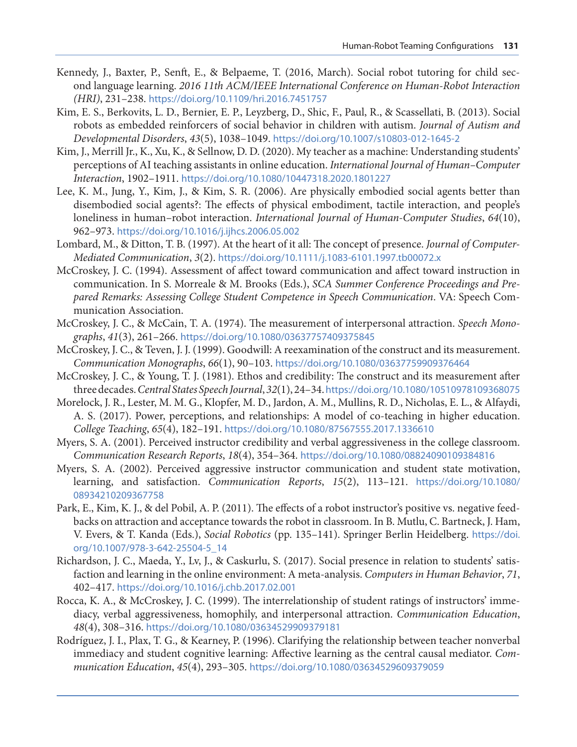Kennedy, J., Baxter, P., Senft, E., & Belpaeme, T. (2016, March). Social robot tutoring for child second language learning. *2016 11th ACM/IEEE International Conference on Human-Robot Interaction (HRI)*, 231–238. https://doi.org/10.1109/hri.2016.7451757

Kim, E. S., Berkovits, L. D., Bernier, E. P., Leyzberg, D., Shic, F., Paul, R., & Scassellati, B. (2013). Social robots as embedded reinforcers of social behavior in children with autism. *Journal of Autism and Developmental Disorders*, *43*(5), 1038–1049. https://doi.org/10.1007/s10803-012-1645-2

Kim, J., Merrill Jr., K., Xu, K., & Sellnow, D. D. (2020). My teacher as a machine: Understanding students' perceptions of AI teaching assistants in online education. *International Journal of Human–Computer Interaction*, 1902–1911. https://doi.org/10.1080/10447318.2020.1801227

Lee, K. M., Jung, Y., Kim, J., & Kim, S. R. (2006). Are physically embodied social agents better than disembodied social agents?: The effects of physical embodiment, tactile interaction, and people's loneliness in human–robot interaction. *International Journal of Human-Computer Studies*, *64*(10), 962–973. https://doi.org/10.1016/j.ijhcs.2006.05.002

Lombard, M., & Ditton, T. B. (1997). At the heart of it all: The concept of presence. *Journal of Computer-Mediated Communication*, *3*(2). https://doi.org/10.1111/j.1083-6101.1997.tb00072.x

McCroskey, J. C. (1994). Assessment of affect toward communication and affect toward instruction in communication. In S. Morreale & M. Brooks (Eds.), *SCA Summer Conference Proceedings and Prepared Remarks: Assessing College Student Competence in Speech Communication*. VA: Speech Communication Association.

McCroskey, J. C., & McCain, T. A. (1974). The measurement of interpersonal attraction. *Speech Monographs*, *41*(3), 261–266. https://doi.org/10.1080/03637757409375845

McCroskey, J. C., & Teven, J. J. (1999). Goodwill: A reexamination of the construct and its measurement. *Communication Monographs*, *66*(1), 90–103. https://doi.org/10.1080/03637759909376464

McCroskey, J. C., & Young, T. J. (1981). Ethos and credibility: The construct and its measurement after three decades. *Central States Speech Journal*, *32*(1), 24–34. https://doi.org/10.1080/10510978109368075

Morelock, J. R., Lester, M. M. G., Klopfer, M. D., Jardon, A. M., Mullins, R. D., Nicholas, E. L., & Alfaydi, A. S. (2017). Power, perceptions, and relationships: A model of co-teaching in higher education. *College Teaching*, *65*(4), 182–191. https://doi.org/10.1080/87567555.2017.1336610

Myers, S. A. (2001). Perceived instructor credibility and verbal aggressiveness in the college classroom. *Communication Research Reports*, *18*(4), 354–364. https://doi.org/10.1080/08824090109384816

Myers, S. A. (2002). Perceived aggressive instructor communication and student state motivation, learning, and satisfaction. *Communication Reports*, *15*(2), 113–121. https://doi.org/10.1080/08934210209367758

Park, E., Kim, K. J., & del Pobil, A. P. (2011). The effects of a robot instructor's positive vs. negative feedbacks on attraction and acceptance towards the robot in classroom. In B. Mutlu, C. Bartneck, J. Ham, V. Evers, & T. Kanda (Eds.), *Social Robotics* (pp. 135–141). Springer Berlin Heidelberg. https://doi.org/10.1007/978-3-642-25504-5_14

Richardson, J. C., Maeda, Y., Lv, J., & Caskurlu, S. (2017). Social presence in relation to students' satisfaction and learning in the online environment: A meta-analysis. *Computers in Human Behavior*, *71*, 402–417. https://doi.org/10.1016/j.chb.2017.02.001

Rocca, K. A., & McCroskey, J. C. (1999). The interrelationship of student ratings of instructors' immediacy, verbal aggressiveness, homophily, and interpersonal attraction. *Communication Education*, *48*(4), 308–316. https://doi.org/10.1080/03634529909379181

Rodríguez, J. I., Plax, T. G., & Kearney, P. (1996). Clarifying the relationship between teacher nonverbal immediacy and student cognitive learning: Affective learning as the central causal mediator. *Communication Education*, *45*(4), 293–305. https://doi.org/10.1080/03634529609379059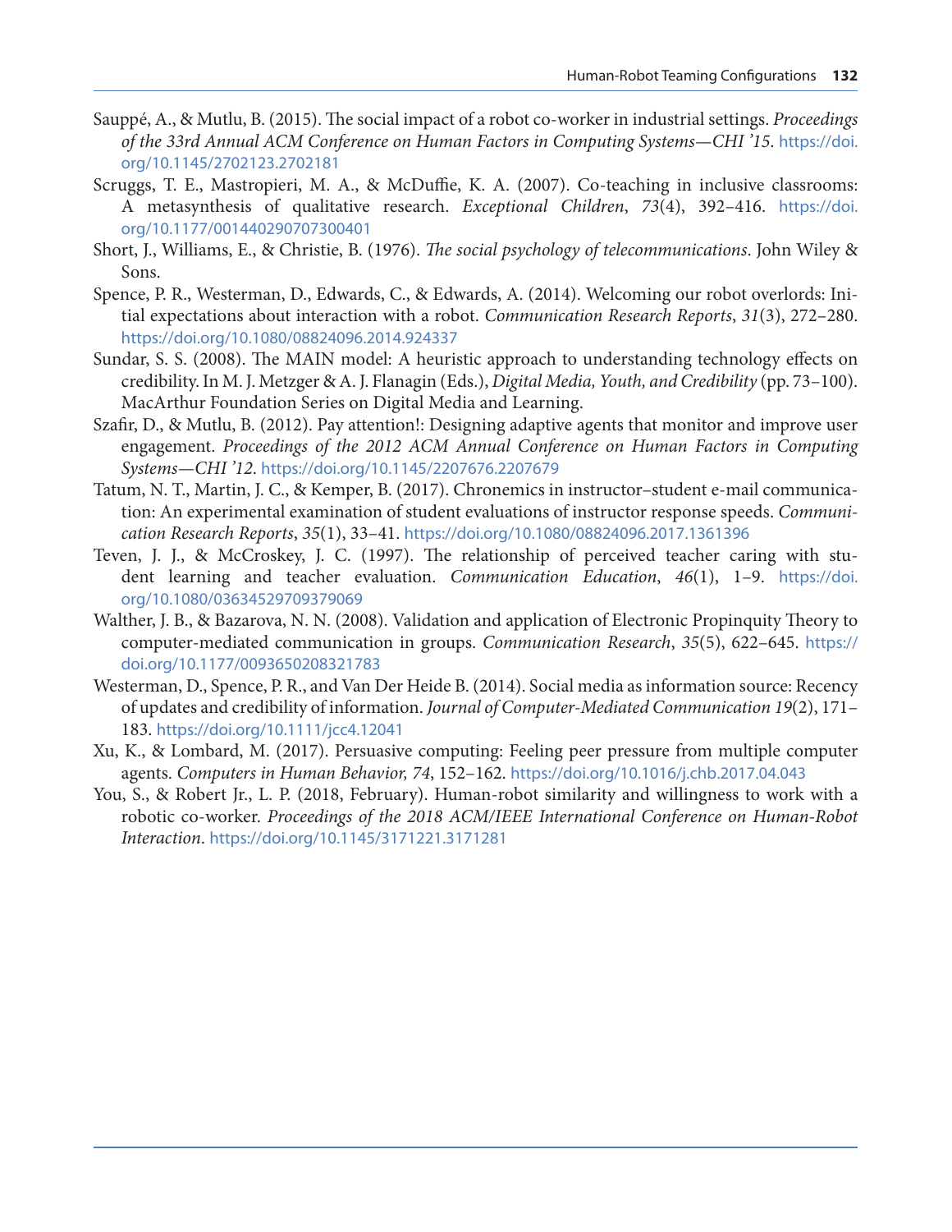Sauppé, A., & Mutlu, B. (2015). The social impact of a robot co-worker in industrial settings. *Proceedings of the 33rd Annual ACM Conference on Human Factors in Computing Systems—CHI '15*. https://doi.org/10.1145/2702123.2702181

Scruggs, T. E., Mastropieri, M. A., & McDuffie, K. A. (2007). Co-teaching in inclusive classrooms: A metasynthesis of qualitative research. *Exceptional Children*, *73*(4), 392–416. https://doi.org/10.1177/001440290707300401

Short, J., Williams, E., & Christie, B. (1976). *The social psychology of telecommunications*. John Wiley & Sons.

Spence, P. R., Westerman, D., Edwards, C., & Edwards, A. (2014). Welcoming our robot overlords: Initial expectations about interaction with a robot. *Communication Research Reports*, *31*(3), 272–280. https://doi.org/10.1080/08824096.2014.924337

Sundar, S. S. (2008). The MAIN model: A heuristic approach to understanding technology effects on credibility. In M. J. Metzger & A. J. Flanagin (Eds.), *Digital Media, Youth, and Credibility* (pp. 73–100). MacArthur Foundation Series on Digital Media and Learning.

Szafir, D., & Mutlu, B. (2012). Pay attention!: Designing adaptive agents that monitor and improve user engagement. *Proceedings of the 2012 ACM Annual Conference on Human Factors in Computing Systems—CHI '12*. https://doi.org/10.1145/2207676.2207679

Tatum, N. T., Martin, J. C., & Kemper, B. (2017). Chronemics in instructor–student e-mail communication: An experimental examination of student evaluations of instructor response speeds. *Communication Research Reports*, *35*(1), 33–41. https://doi.org/10.1080/08824096.2017.1361396

Teven, J. J., & McCroskey, J. C. (1997). The relationship of perceived teacher caring with student learning and teacher evaluation. *Communication Education*, *46*(1), 1–9. https://doi.org/10.1080/03634529709379069

Walther, J. B., & Bazarova, N. N. (2008). Validation and application of Electronic Propinquity Theory to computer-mediated communication in groups. *Communication Research*, *35*(5), 622–645. https://doi.org/10.1177/0093650208321783

Westerman, D., Spence, P. R., and Van Der Heide B. (2014). Social media as information source: Recency of updates and credibility of information. *Journal of Computer-Mediated Communication 19*(2), 171–183. https://doi.org/10.1111/jcc4.12041

Xu, K., & Lombard, M. (2017). Persuasive computing: Feeling peer pressure from multiple computer agents. *Computers in Human Behavior, 74*, 152–162. https://doi.org/10.1016/j.chb.2017.04.043

You, S., & Robert Jr., L. P. (2018, February). Human-robot similarity and willingness to work with a robotic co-worker. *Proceedings of the 2018 ACM/IEEE International Conference on Human-Robot Interaction*. https://doi.org/10.1145/3171221.3171281